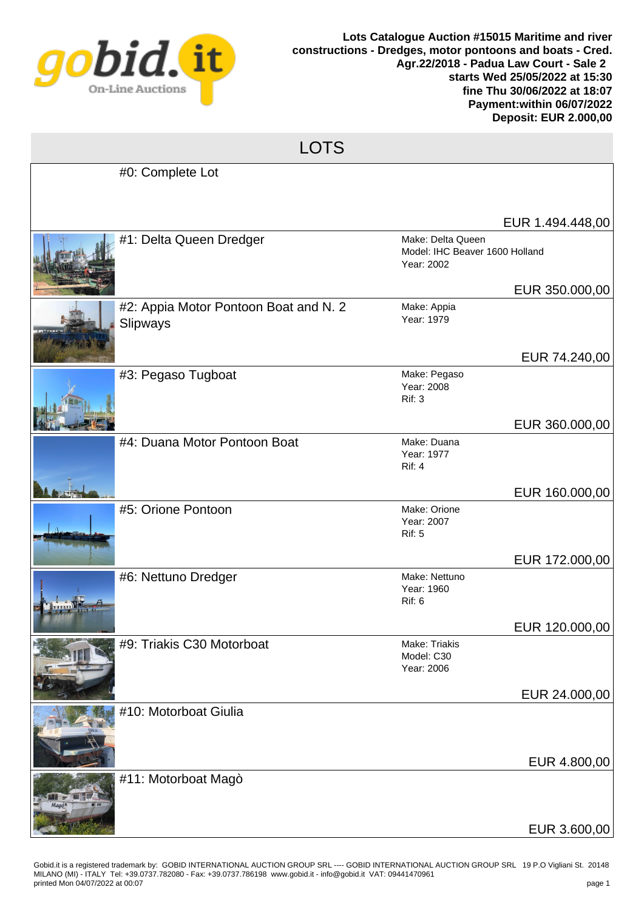**Lots Catalogue Auction #15015 Maritime and river constructions - Dredges, motor pontoons and boats - Cred. Agr.22/2018 - Padua Law Court - Sale 2**
**starts Wed 25/05/2022 at 15:30**
**fine Thu 30/06/2022 at 18:07**
**Payment:within 06/07/2022**
**Deposit: EUR 2.000,00**

# LOTS

| Lot | Details | Price |
|---|---|---|
| #0: Complete Lot | | EUR 1.494.448,00 |
| #1: Delta Queen Dredger | Make: Delta Queen<br>Model: IHC Beaver 1600 Holland<br>Year: 2002 | EUR 350.000,00 |
| #2: Appia Motor Pontoon Boat and N. 2 Slipways | Make: Appia<br>Year: 1979 | EUR 74.240,00 |
| #3: Pegaso Tugboat | Make: Pegaso<br>Year: 2008<br>Rif: 3 | EUR 360.000,00 |
| #4: Duana Motor Pontoon Boat | Make: Duana<br>Year: 1977<br>Rif: 4 | EUR 160.000,00 |
| #5: Orione Pontoon | Make: Orione<br>Year: 2007<br>Rif: 5 | EUR 172.000,00 |
| #6: Nettuno Dredger | Make: Nettuno<br>Year: 1960<br>Rif: 6 | EUR 120.000,00 |
| #9: Triakis C30 Motorboat | Make: Triakis<br>Model: C30<br>Year: 2006 | EUR 24.000,00 |
| #10: Motorboat Giulia | | EUR 4.800,00 |
| #11: Motorboat Magò | | EUR 3.600,00 |

Gobid.it is a registered trademark by: GOBID INTERNATIONAL AUCTION GROUP SRL ---- GOBID INTERNATIONAL AUCTION GROUP SRL 19 P.O Vigliani St. 20148 MILANO (MI) - ITALY Tel: +39.0737.782080 - Fax: +39.0737.786198 www.gobid.it - info@gobid.it VAT: 09441470961
printed Mon 04/07/2022 at 00:07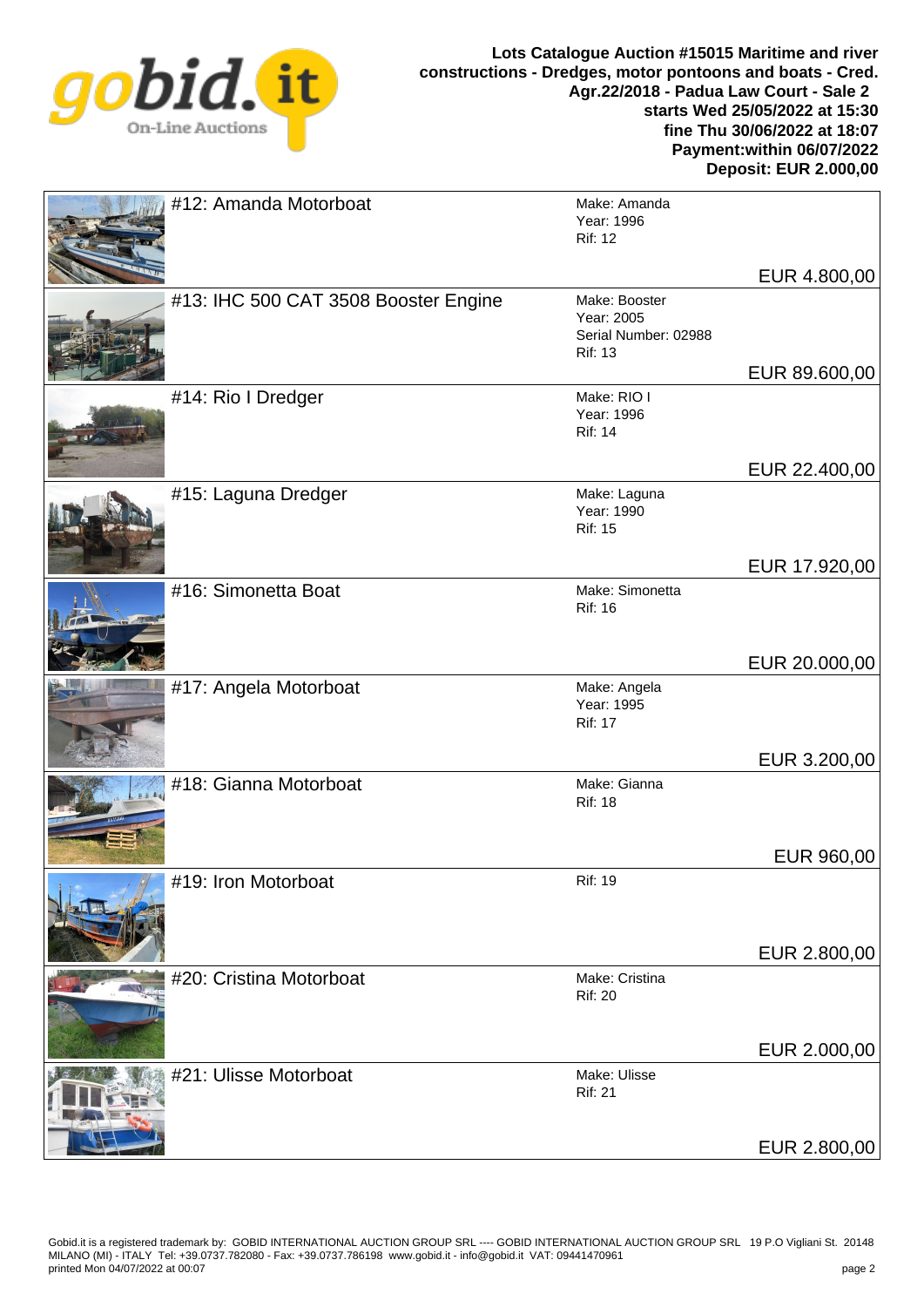**Lots Catalogue Auction #15015 Maritime and river constructions - Dredges, motor pontoons and boats - Cred. Agr.22/2018 - Padua Law Court - Sale 2**
**starts Wed 25/05/2022 at 15:30**
**fine Thu 30/06/2022 at 18:07**
**Payment:within 06/07/2022**
**Deposit: EUR 2.000,00**

| Lot | Details | Price |
|---|---|---|
| #12: Amanda Motorboat | Make: Amanda<br>Year: 1996<br>Rif: 12 | EUR 4.800,00 |
| #13: IHC 500 CAT 3508 Booster Engine | Make: Booster<br>Year: 2005<br>Serial Number: 02988<br>Rif: 13 | EUR 89.600,00 |
| #14: Rio I Dredger | Make: RIO I<br>Year: 1996<br>Rif: 14 | EUR 22.400,00 |
| #15: Laguna Dredger | Make: Laguna<br>Year: 1990<br>Rif: 15 | EUR 17.920,00 |
| #16: Simonetta Boat | Make: Simonetta<br>Rif: 16 | EUR 20.000,00 |
| #17: Angela Motorboat | Make: Angela<br>Year: 1995<br>Rif: 17 | EUR 3.200,00 |
| #18: Gianna Motorboat | Make: Gianna<br>Rif: 18 | EUR 960,00 |
| #19: Iron Motorboat | Rif: 19 | EUR 2.800,00 |
| #20: Cristina Motorboat | Make: Cristina<br>Rif: 20 | EUR 2.000,00 |
| #21: Ulisse Motorboat | Make: Ulisse<br>Rif: 21 | EUR 2.800,00 |

Gobid.it is a registered trademark by: GOBID INTERNATIONAL AUCTION GROUP SRL ---- GOBID INTERNATIONAL AUCTION GROUP SRL 19 P.O Vigliani St. 20148 MILANO (MI) - ITALY Tel: +39.0737.782080 - Fax: +39.0737.786198 www.gobid.it - info@gobid.it VAT: 09441470961
printed Mon 04/07/2022 at 00:07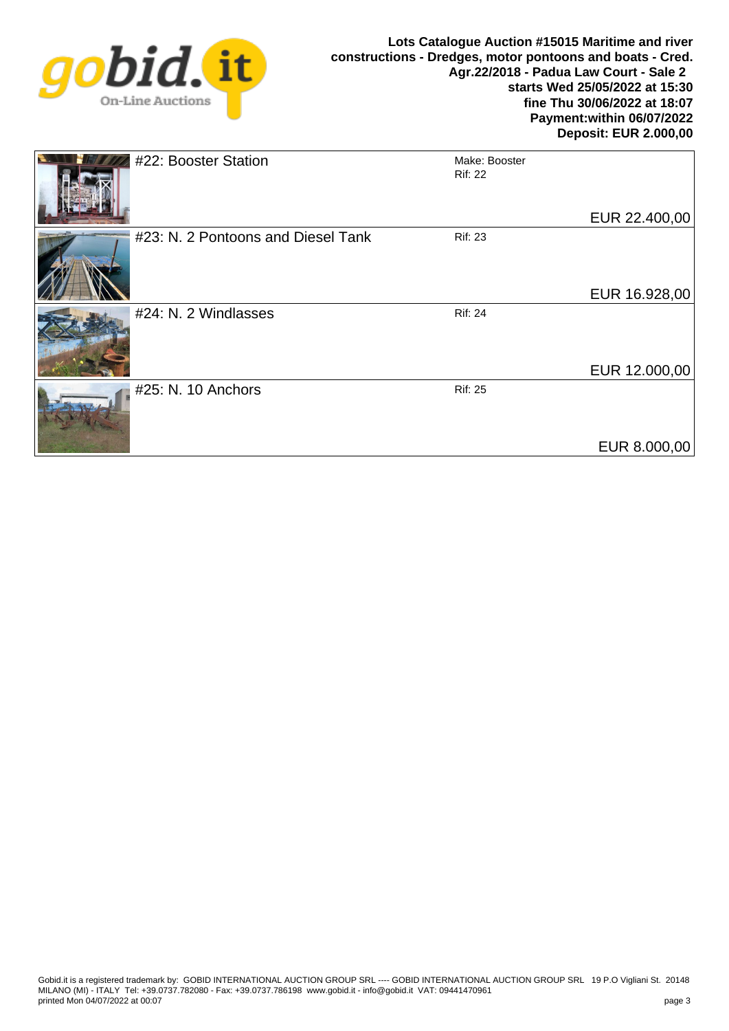**Lots Catalogue Auction #15015 Maritime and river constructions - Dredges, motor pontoons and boats - Cred. Agr.22/2018 - Padua Law Court - Sale 2**
**starts Wed 25/05/2022 at 15:30**
**fine Thu 30/06/2022 at 18:07**
**Payment:within 06/07/2022**
**Deposit: EUR 2.000,00**

| | | |
|---|---|---|
| #22: Booster Station | Make: Booster<br>Rif: 22 | EUR 22.400,00 |
| #23: N. 2 Pontoons and Diesel Tank | Rif: 23 | EUR 16.928,00 |
| #24: N. 2 Windlasses | Rif: 24 | EUR 12.000,00 |
| #25: N. 10 Anchors | Rif: 25 | EUR 8.000,00 |

Gobid.it is a registered trademark by: GOBID INTERNATIONAL AUCTION GROUP SRL ---- GOBID INTERNATIONAL AUCTION GROUP SRL 19 P.O Vigliani St. 20148 MILANO (MI) - ITALY Tel: +39.0737.782080 - Fax: +39.0737.786198 www.gobid.it - info@gobid.it VAT: 09441470961
printed Mon 04/07/2022 at 00:07